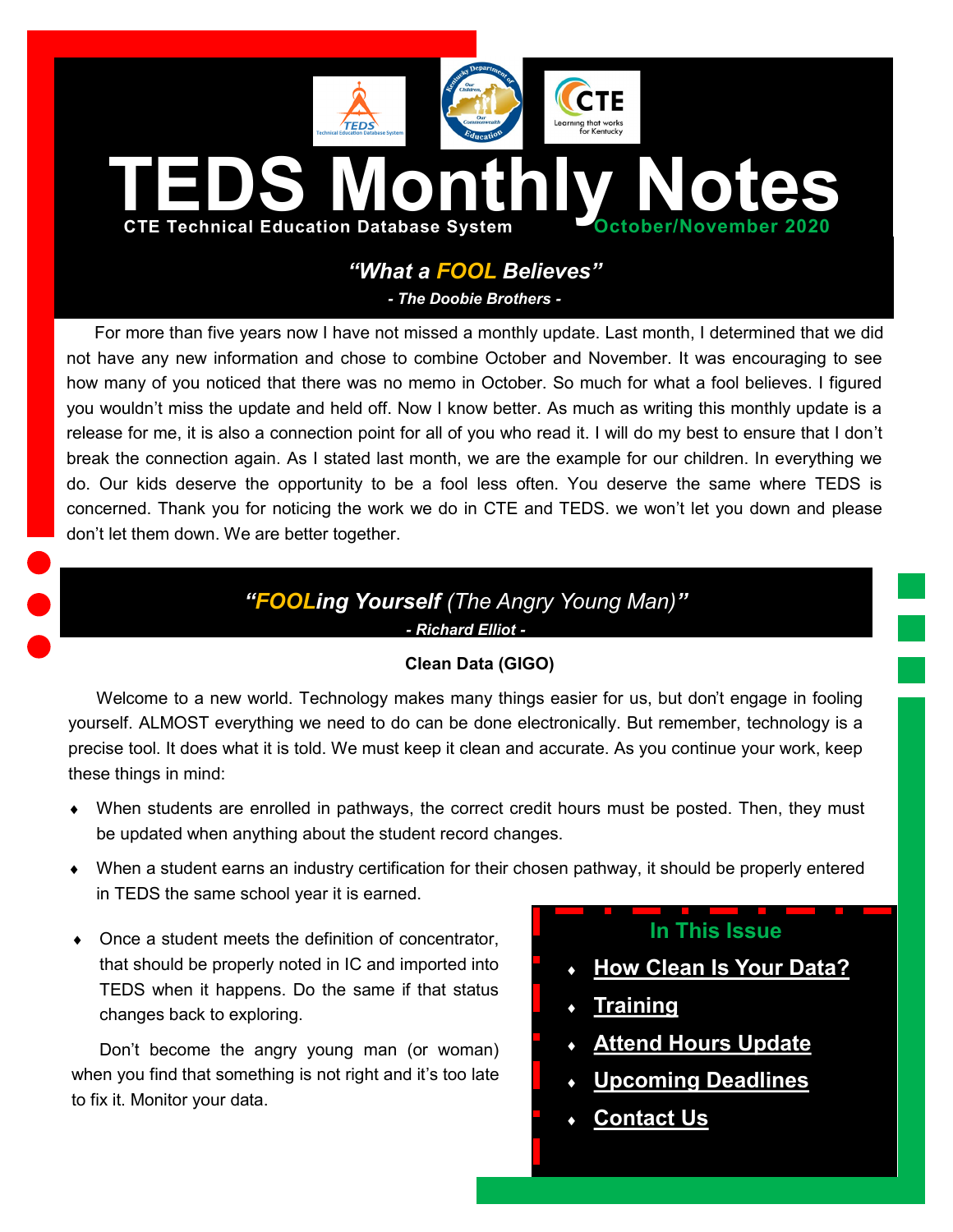# TEDS Monthly Notes

**CTE Technical Education Database System** **October/November 2020**

## *"What a FOOL Believes"*

***- The Doobie Brothers -***

For more than five years now I have not missed a monthly update. Last month, I determined that we did not have any new information and chose to combine October and November. It was encouraging to see how many of you noticed that there was no memo in October. So much for what a fool believes. I figured you wouldn't miss the update and held off. Now I know better. As much as writing this monthly update is a release for me, it is also a connection point for all of you who read it. I will do my best to ensure that I don't break the connection again. As I stated last month, we are the example for our children. In everything we do. Our kids deserve the opportunity to be a fool less often. You deserve the same where TEDS is concerned. Thank you for noticing the work we do in CTE and TEDS. we won't let you down and please don't let them down. We are better together.

## *"FOOLing Yourself (The Angry Young Man)"*

***- Richard Elliot -***

### Clean Data (GIGO)

Welcome to a new world. Technology makes many things easier for us, but don't engage in fooling yourself. ALMOST everything we need to do can be done electronically. But remember, technology is a precise tool. It does what it is told. We must keep it clean and accurate. As you continue your work, keep these things in mind:

- When students are enrolled in pathways, the correct credit hours must be posted. Then, they must be updated when anything about the student record changes.
- When a student earns an industry certification for their chosen pathway, it should be properly entered in TEDS the same school year it is earned.
- Once a student meets the definition of concentrator, that should be properly noted in IC and imported into TEDS when it happens. Do the same if that status changes back to exploring.

Don't become the angry young man (or woman) when you find that something is not right and it's too late to fix it. Monitor your data.

### In This Issue

- **How Clean Is Your Data?**
- **Training**
- **Attend Hours Update**
- **Upcoming Deadlines**
- **Contact Us**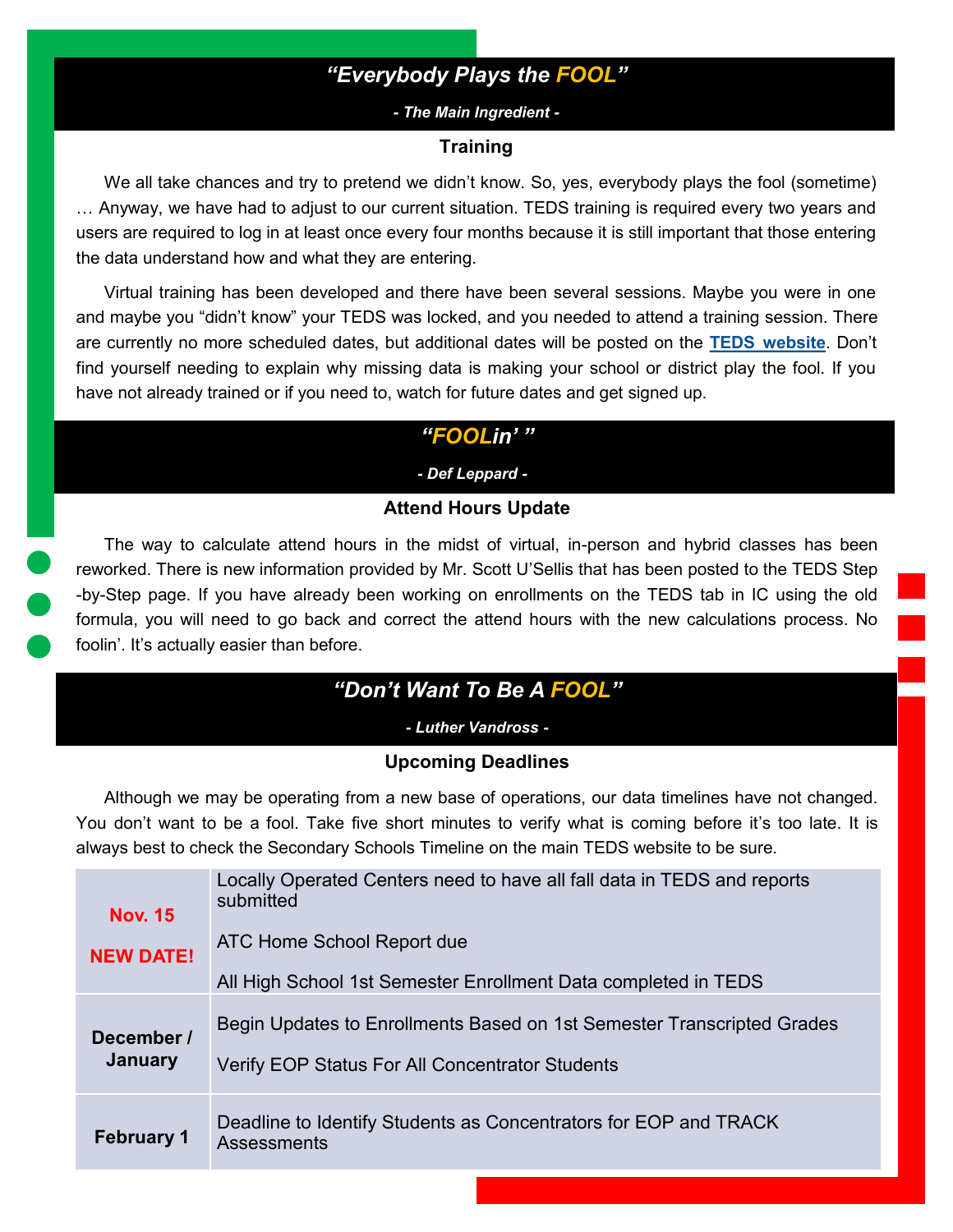## *“Everybody Plays the FOOL”*

***- The Main Ingredient -***

### Training

We all take chances and try to pretend we didn’t know. So, yes, everybody plays the fool (sometime) … Anyway, we have had to adjust to our current situation. TEDS training is required every two years and users are required to log in at least once every four months because it is still important that those entering the data understand how and what they are entering.

Virtual training has been developed and there have been several sessions. Maybe you were in one and maybe you “didn’t know” your TEDS was locked, and you needed to attend a training session. There are currently no more scheduled dates, but additional dates will be posted on the **TEDS website**. Don’t find yourself needing to explain why missing data is making your school or district play the fool. If you have not already trained or if you need to, watch for future dates and get signed up.

## *“FOOLin’ ”*

***- Def Leppard -***

### Attend Hours Update

The way to calculate attend hours in the midst of virtual, in-person and hybrid classes has been reworked. There is new information provided by Mr. Scott U’Sellis that has been posted to the TEDS Step-by-Step page. If you have already been working on enrollments on the TEDS tab in IC using the old formula, you will need to go back and correct the attend hours with the new calculations process. No foolin’. It’s actually easier than before.

## *“Don’t Want To Be A FOOL”*

***- Luther Vandross -***

### Upcoming Deadlines

Although we may be operating from a new base of operations, our data timelines have not changed. You don’t want to be a fool. Take five short minutes to verify what is coming before it’s too late. It is always best to check the Secondary Schools Timeline on the main TEDS website to be sure.

| | |
|---|---|
| **Nov. 15**<br><br>**NEW DATE!** | Locally Operated Centers need to have all fall data in TEDS and reports submitted<br><br>ATC Home School Report due<br><br>All High School 1st Semester Enrollment Data completed in TEDS |
| **December / January** | Begin Updates to Enrollments Based on 1st Semester Transcripted Grades<br><br>Verify EOP Status For All Concentrator Students |
| **February 1** | Deadline to Identify Students as Concentrators for EOP and TRACK Assessments |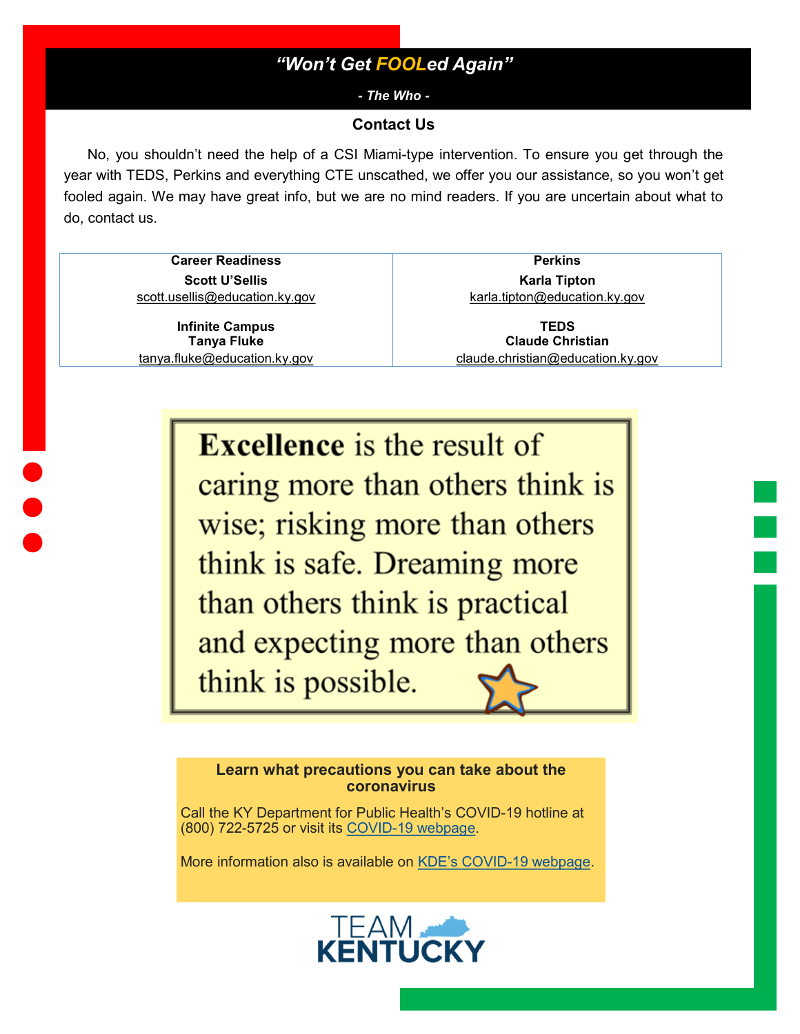## *“Won’t Get FOOLed Again”*

*- The Who -*

### Contact Us

No, you shouldn’t need the help of a CSI Miami-type intervention. To ensure you get through the year with TEDS, Perkins and everything CTE unscathed, we offer you our assistance, so you won’t get fooled again. We may have great info, but we are no mind readers. If you are uncertain about what to do, contact us.

| **Career Readiness** | **Perkins** |
|---|---|
| **Scott U’Sellis**<br>scott.usellis@education.ky.gov | **Karla Tipton**<br>karla.tipton@education.ky.gov |
| **Infinite Campus**<br>**Tanya Fluke**<br>tanya.fluke@education.ky.gov | **TEDS**<br>**Claude Christian**<br>claude.christian@education.ky.gov |

**Excellence** is the result of caring more than others think is wise; risking more than others think is safe. Dreaming more than others think is practical and expecting more than others think is possible.

**Learn what precautions you can take about the coronavirus**

Call the KY Department for Public Health’s COVID-19 hotline at (800) 722-5725 or visit its COVID-19 webpage.

More information also is available on KDE’s COVID-19 webpage.

TEAM KENTUCKY